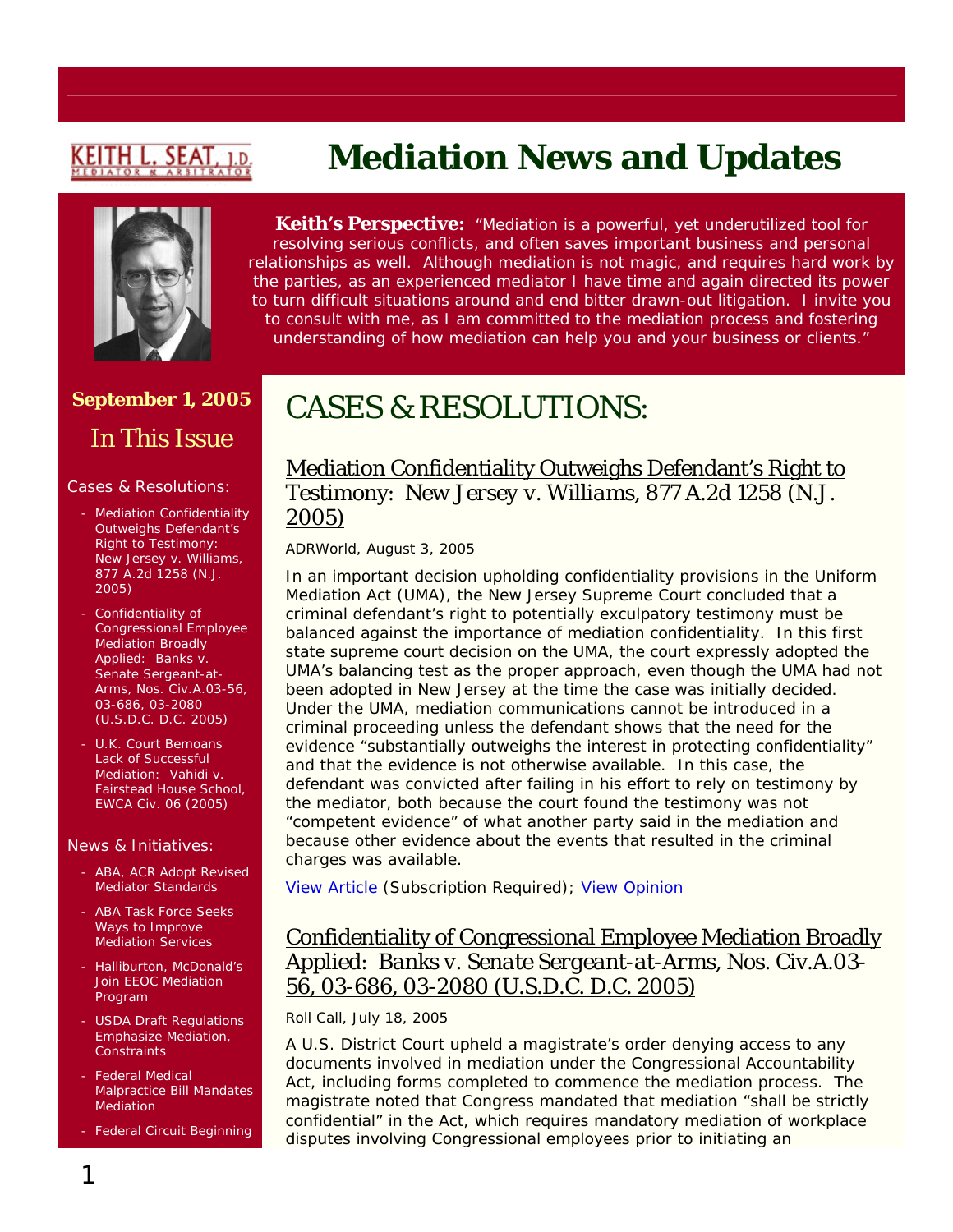KEITH L. SEAT, J.D.
MEDIATOR & ARBITRATOR

# Mediation News and Updates

**Keith's Perspective:** "Mediation is a powerful, yet underutilized tool for resolving serious conflicts, and often saves important business and personal relationships as well. Although mediation is not magic, and requires hard work by the parties, as an experienced mediator I have time and again directed its power to turn difficult situations around and end bitter drawn-out litigation. I invite you to consult with me, as I am committed to the mediation process and fostering understanding of how mediation can help you and your business or clients."

**September 1, 2005**

## In This Issue

Cases & Resolutions:

- Mediation Confidentiality Outweighs Defendant's Right to Testimony: New Jersey v. Williams, 877 A.2d 1258 (N.J. 2005)
- Confidentiality of Congressional Employee Mediation Broadly Applied: Banks v. Senate Sergeant-at-Arms, Nos. Civ.A.03-56, 03-686, 03-2080 (U.S.D.C. D.C. 2005)
- U.K. Court Bemoans Lack of Successful Mediation: Vahidi v. Fairstead House School, EWCA Civ. 06 (2005)

News & Initiatives:

- ABA, ACR Adopt Revised Mediator Standards
- ABA Task Force Seeks Ways to Improve Mediation Services
- Halliburton, McDonald's Join EEOC Mediation Program
- USDA Draft Regulations Emphasize Mediation, Constraints
- Federal Medical Malpractice Bill Mandates Mediation
- Federal Circuit Beginning

# CASES & RESOLUTIONS:

## Mediation Confidentiality Outweighs Defendant's Right to Testimony: *New Jersey v. Williams*, 877 A.2d 1258 (N.J. 2005)

ADRWorld, August 3, 2005

In an important decision upholding confidentiality provisions in the Uniform Mediation Act (UMA), the New Jersey Supreme Court concluded that a criminal defendant's right to potentially exculpatory testimony must be balanced against the importance of mediation confidentiality. In this first state supreme court decision on the UMA, the court expressly adopted the UMA's balancing test as the proper approach, even though the UMA had not been adopted in New Jersey at the time the case was initially decided. Under the UMA, mediation communications cannot be introduced in a criminal proceeding unless the defendant shows that the need for the evidence "substantially outweighs the interest in protecting confidentiality" and that the evidence is not otherwise available. In this case, the defendant was convicted after failing in his effort to rely on testimony by the mediator, both because the court found the testimony was not "competent evidence" of what another party said in the mediation and because other evidence about the events that resulted in the criminal charges was available.

View Article (Subscription Required); View Opinion

## Confidentiality of Congressional Employee Mediation Broadly Applied: *Banks v. Senate Sergeant-at-Arms*, Nos. Civ.A.03-56, 03-686, 03-2080 (U.S.D.C. D.C. 2005)

Roll Call, July 18, 2005

A U.S. District Court upheld a magistrate's order denying access to any documents involved in mediation under the Congressional Accountability Act, including forms completed to commence the mediation process. The magistrate noted that Congress mandated that mediation "shall be strictly confidential" in the Act, which requires mandatory mediation of workplace disputes involving Congressional employees prior to initiating an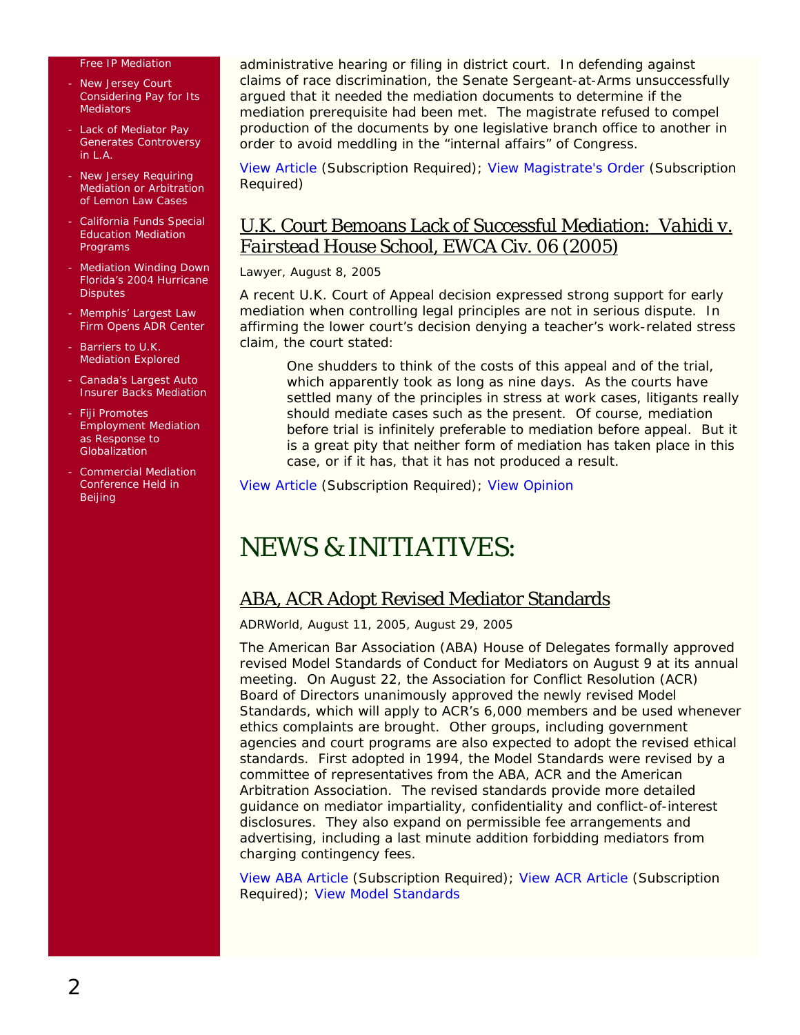- Free IP Mediation
- New Jersey Court Considering Pay for Its Mediators
- Lack of Mediator Pay Generates Controversy in L.A.
- New Jersey Requiring Mediation or Arbitration of Lemon Law Cases
- California Funds Special Education Mediation Programs
- Mediation Winding Down Florida's 2004 Hurricane Disputes
- Memphis' Largest Law Firm Opens ADR Center
- Barriers to U.K. Mediation Explored
- Canada's Largest Auto Insurer Backs Mediation
- Fiji Promotes Employment Mediation as Response to Globalization
- Commercial Mediation Conference Held in Beijing

administrative hearing or filing in district court. In defending against claims of race discrimination, the Senate Sergeant-at-Arms unsuccessfully argued that it needed the mediation documents to determine if the mediation prerequisite had been met. The magistrate refused to compel production of the documents by one legislative branch office to another in order to avoid meddling in the "internal affairs" of Congress.

View Article (Subscription Required); View Magistrate's Order (Subscription Required)

## U.K. Court Bemoans Lack of Successful Mediation: *Vahidi v. Fairstead House School*, EWCA Civ. 06 (2005)

Lawyer, August 8, 2005

A recent U.K. Court of Appeal decision expressed strong support for early mediation when controlling legal principles are not in serious dispute. In affirming the lower court's decision denying a teacher's work-related stress claim, the court stated:

> One shudders to think of the costs of this appeal and of the trial, which apparently took as long as nine days. As the courts have settled many of the principles in stress at work cases, litigants really should mediate cases such as the present. Of course, mediation before trial is infinitely preferable to mediation before appeal. But it is a great pity that neither form of mediation has taken place in this case, or if it has, that it has not produced a result.

View Article (Subscription Required); View Opinion

# NEWS & INITIATIVES:

## ABA, ACR Adopt Revised Mediator Standards

ADRWorld, August 11, 2005, August 29, 2005

The American Bar Association (ABA) House of Delegates formally approved revised Model Standards of Conduct for Mediators on August 9 at its annual meeting. On August 22, the Association for Conflict Resolution (ACR) Board of Directors unanimously approved the newly revised Model Standards, which will apply to ACR's 6,000 members and be used whenever ethics complaints are brought. Other groups, including government agencies and court programs are also expected to adopt the revised ethical standards. First adopted in 1994, the Model Standards were revised by a committee of representatives from the ABA, ACR and the American Arbitration Association. The revised standards provide more detailed guidance on mediator impartiality, confidentiality and conflict-of-interest disclosures. They also expand on permissible fee arrangements and advertising, including a last minute addition forbidding mediators from charging contingency fees.

View ABA Article (Subscription Required); View ACR Article (Subscription Required); View Model Standards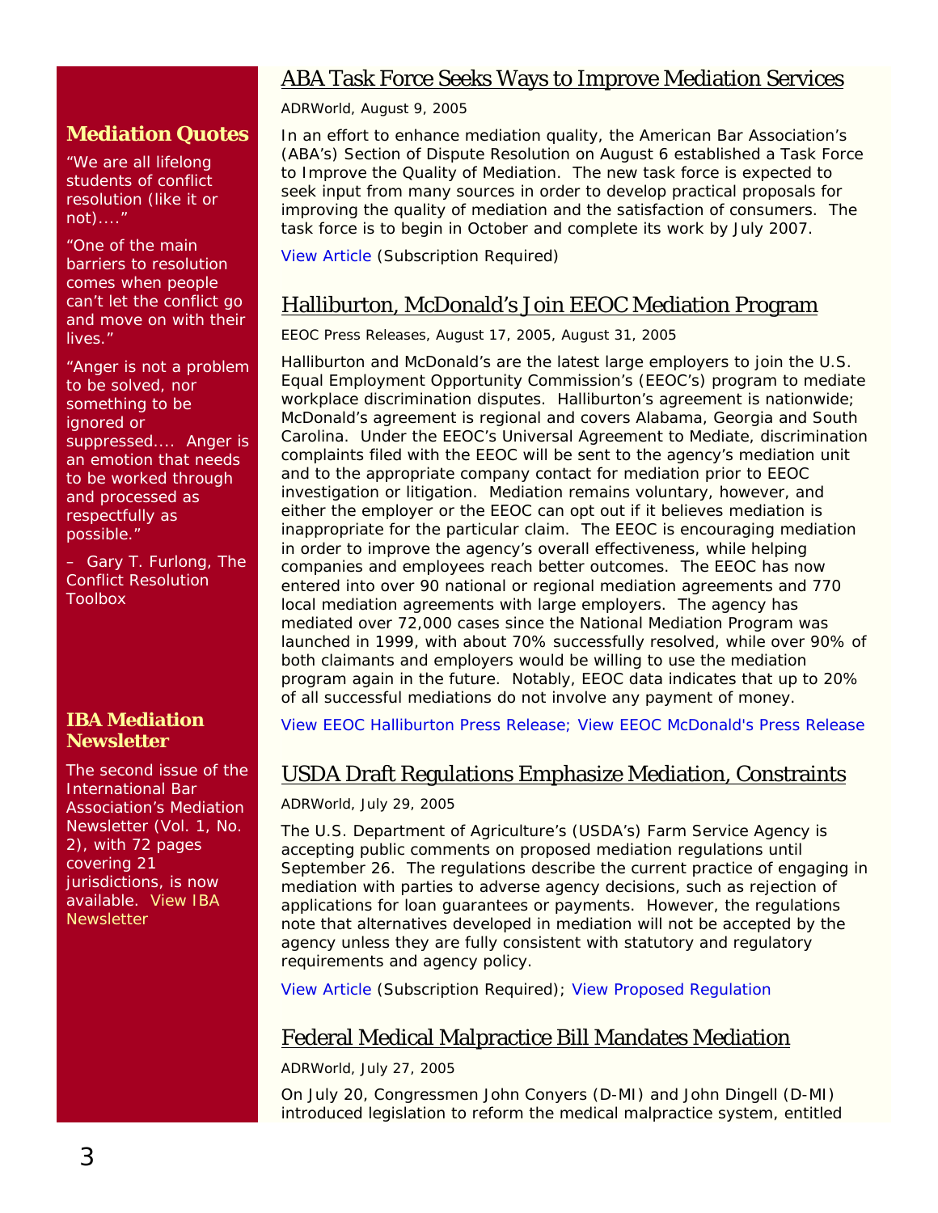## Mediation Quotes

"We are all lifelong students of conflict resolution (like it or not)...."

"One of the main barriers to resolution comes when people can't let the conflict go and move on with their lives."

"Anger is not a problem to be solved, nor something to be ignored or suppressed.... Anger is an emotion that needs to be worked through and processed as respectfully as possible."

– Gary T. Furlong, The Conflict Resolution Toolbox

## IBA Mediation Newsletter

The second issue of the International Bar Association's Mediation Newsletter (Vol. 1, No. 2), with 72 pages covering 21 jurisdictions, is now available. View IBA Newsletter

## ABA Task Force Seeks Ways to Improve Mediation Services

ADRWorld, August 9, 2005

In an effort to enhance mediation quality, the American Bar Association's (ABA's) Section of Dispute Resolution on August 6 established a Task Force to Improve the Quality of Mediation. The new task force is expected to seek input from many sources in order to develop practical proposals for improving the quality of mediation and the satisfaction of consumers. The task force is to begin in October and complete its work by July 2007.

View Article (Subscription Required)

## Halliburton, McDonald's Join EEOC Mediation Program

EEOC Press Releases, August 17, 2005, August 31, 2005

Halliburton and McDonald's are the latest large employers to join the U.S. Equal Employment Opportunity Commission's (EEOC's) program to mediate workplace discrimination disputes. Halliburton's agreement is nationwide; McDonald's agreement is regional and covers Alabama, Georgia and South Carolina. Under the EEOC's Universal Agreement to Mediate, discrimination complaints filed with the EEOC will be sent to the agency's mediation unit and to the appropriate company contact for mediation prior to EEOC investigation or litigation. Mediation remains voluntary, however, and either the employer or the EEOC can opt out if it believes mediation is inappropriate for the particular claim. The EEOC is encouraging mediation in order to improve the agency's overall effectiveness, while helping companies and employees reach better outcomes. The EEOC has now entered into over 90 national or regional mediation agreements and 770 local mediation agreements with large employers. The agency has mediated over 72,000 cases since the National Mediation Program was launched in 1999, with about 70% successfully resolved, while over 90% of both claimants and employers would be willing to use the mediation program again in the future. Notably, EEOC data indicates that up to 20% of all successful mediations do not involve any payment of money.

View EEOC Halliburton Press Release; View EEOC McDonald's Press Release

## USDA Draft Regulations Emphasize Mediation, Constraints

ADRWorld, July 29, 2005

The U.S. Department of Agriculture's (USDA's) Farm Service Agency is accepting public comments on proposed mediation regulations until September 26. The regulations describe the current practice of engaging in mediation with parties to adverse agency decisions, such as rejection of applications for loan guarantees or payments. However, the regulations note that alternatives developed in mediation will not be accepted by the agency unless they are fully consistent with statutory and regulatory requirements and agency policy.

View Article (Subscription Required); View Proposed Regulation

## Federal Medical Malpractice Bill Mandates Mediation

ADRWorld, July 27, 2005

On July 20, Congressmen John Conyers (D-MI) and John Dingell (D-MI) introduced legislation to reform the medical malpractice system, entitled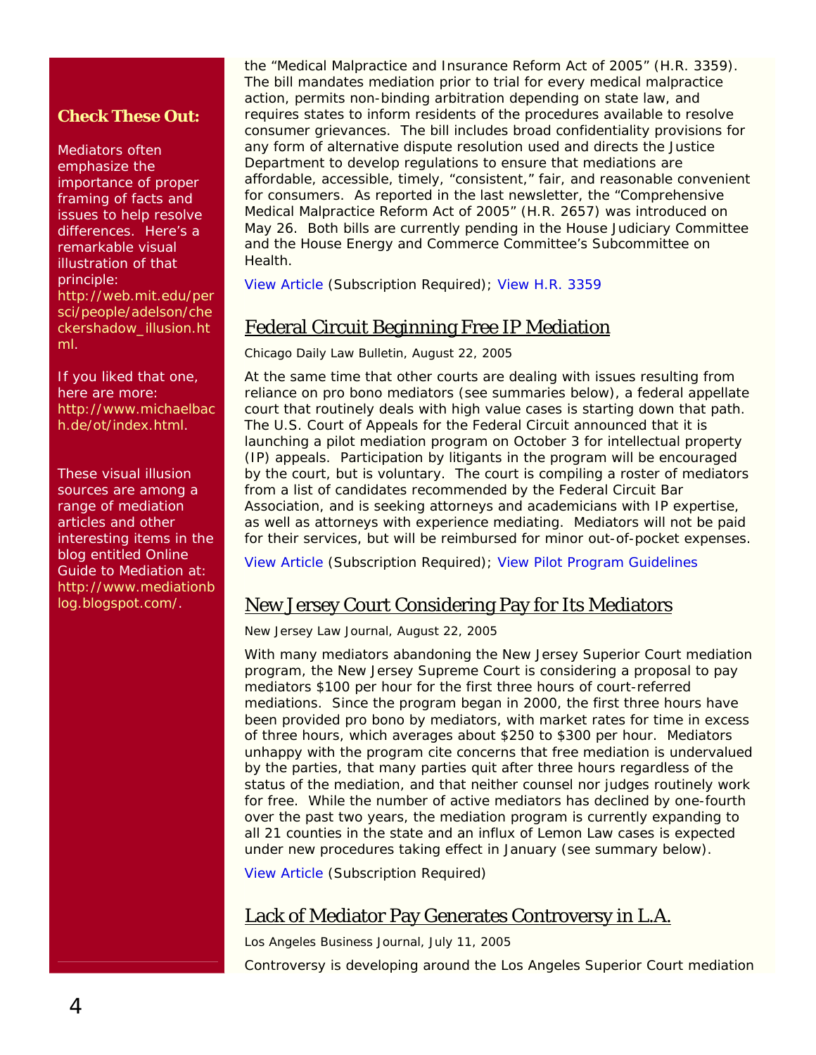the "Medical Malpractice and Insurance Reform Act of 2005" (H.R. 3359). The bill mandates mediation prior to trial for every medical malpractice action, permits non-binding arbitration depending on state law, and requires states to inform residents of the procedures available to resolve consumer grievances. The bill includes broad confidentiality provisions for any form of alternative dispute resolution used and directs the Justice Department to develop regulations to ensure that mediations are affordable, accessible, timely, "consistent," fair, and reasonable convenient for consumers. As reported in the last newsletter, the "Comprehensive Medical Malpractice Reform Act of 2005" (H.R. 2657) was introduced on May 26. Both bills are currently pending in the House Judiciary Committee and the House Energy and Commerce Committee's Subcommittee on Health.

View Article (Subscription Required); View H.R. 3359

## Federal Circuit Beginning Free IP Mediation

Chicago Daily Law Bulletin, August 22, 2005

At the same time that other courts are dealing with issues resulting from reliance on pro bono mediators (see summaries below), a federal appellate court that routinely deals with high value cases is starting down that path. The U.S. Court of Appeals for the Federal Circuit announced that it is launching a pilot mediation program on October 3 for intellectual property (IP) appeals. Participation by litigants in the program will be encouraged by the court, but is voluntary. The court is compiling a roster of mediators from a list of candidates recommended by the Federal Circuit Bar Association, and is seeking attorneys and academicians with IP expertise, as well as attorneys with experience mediating. Mediators will not be paid for their services, but will be reimbursed for minor out-of-pocket expenses.

View Article (Subscription Required); View Pilot Program Guidelines

## New Jersey Court Considering Pay for Its Mediators

New Jersey Law Journal, August 22, 2005

With many mediators abandoning the New Jersey Superior Court mediation program, the New Jersey Supreme Court is considering a proposal to pay mediators $100 per hour for the first three hours of court-referred mediations. Since the program began in 2000, the first three hours have been provided pro bono by mediators, with market rates for time in excess of three hours, which averages about $250 to $300 per hour. Mediators unhappy with the program cite concerns that free mediation is undervalued by the parties, that many parties quit after three hours regardless of the status of the mediation, and that neither counsel nor judges routinely work for free. While the number of active mediators has declined by one-fourth over the past two years, the mediation program is currently expanding to all 21 counties in the state and an influx of Lemon Law cases is expected under new procedures taking effect in January (see summary below).

View Article (Subscription Required)

## Lack of Mediator Pay Generates Controversy in L.A.

Los Angeles Business Journal, July 11, 2005

Controversy is developing around the Los Angeles Superior Court mediation

**Check These Out:**

Mediators often emphasize the importance of proper framing of facts and issues to help resolve differences. Here's a remarkable visual illustration of that principle: http://web.mit.edu/persci/people/adelson/checkershadow_illusion.html.

If you liked that one, here are more: http://www.michaelbach.de/ot/index.html.

These visual illusion sources are among a range of mediation articles and other interesting items in the blog entitled Online Guide to Mediation at: http://www.mediationblog.blogspot.com/.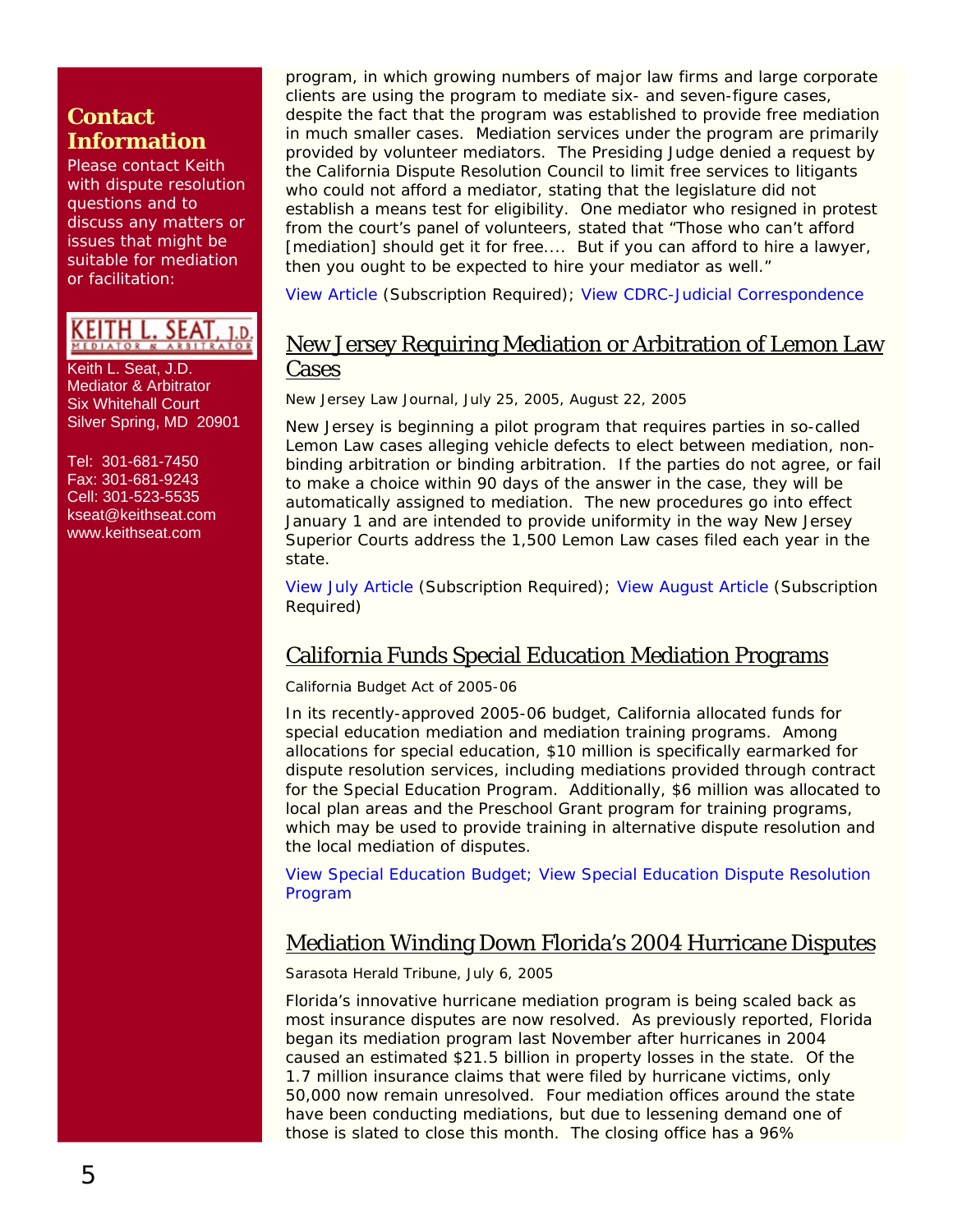## Contact Information

Please contact Keith with dispute resolution questions and to discuss any matters or issues that might be suitable for mediation or facilitation:

KEITH L. SEAT, J.D.
MEDIATOR & ARBITRATOR

Keith L. Seat, J.D.
Mediator & Arbitrator
Six Whitehall Court
Silver Spring, MD 20901

Tel: 301-681-7450
Fax: 301-681-9243
Cell: 301-523-5535
kseat@keithseat.com
www.keithseat.com

program, in which growing numbers of major law firms and large corporate clients are using the program to mediate six- and seven-figure cases, despite the fact that the program was established to provide free mediation in much smaller cases. Mediation services under the program are primarily provided by volunteer mediators. The Presiding Judge denied a request by the California Dispute Resolution Council to limit free services to litigants who could not afford a mediator, stating that the legislature did not establish a means test for eligibility. One mediator who resigned in protest from the court's panel of volunteers, stated that "Those who can't afford [mediation] should get it for free.... But if you can afford to hire a lawyer, then you ought to be expected to hire your mediator as well."

View Article (Subscription Required); View CDRC-Judicial Correspondence

## New Jersey Requiring Mediation or Arbitration of Lemon Law Cases

New Jersey Law Journal, July 25, 2005, August 22, 2005

New Jersey is beginning a pilot program that requires parties in so-called Lemon Law cases alleging vehicle defects to elect between mediation, non-binding arbitration or binding arbitration. If the parties do not agree, or fail to make a choice within 90 days of the answer in the case, they will be automatically assigned to mediation. The new procedures go into effect January 1 and are intended to provide uniformity in the way New Jersey Superior Courts address the 1,500 Lemon Law cases filed each year in the state.

View July Article (Subscription Required); View August Article (Subscription Required)

## California Funds Special Education Mediation Programs

California Budget Act of 2005-06

In its recently-approved 2005-06 budget, California allocated funds for special education mediation and mediation training programs. Among allocations for special education, $10 million is specifically earmarked for dispute resolution services, including mediations provided through contract for the Special Education Program. Additionally, $6 million was allocated to local plan areas and the Preschool Grant program for training programs, which may be used to provide training in alternative dispute resolution and the local mediation of disputes.

View Special Education Budget; View Special Education Dispute Resolution Program

## Mediation Winding Down Florida's 2004 Hurricane Disputes

Sarasota Herald Tribune, July 6, 2005

Florida's innovative hurricane mediation program is being scaled back as most insurance disputes are now resolved. As previously reported, Florida began its mediation program last November after hurricanes in 2004 caused an estimated $21.5 billion in property losses in the state. Of the 1.7 million insurance claims that were filed by hurricane victims, only 50,000 now remain unresolved. Four mediation offices around the state have been conducting mediations, but due to lessening demand one of those is slated to close this month. The closing office has a 96%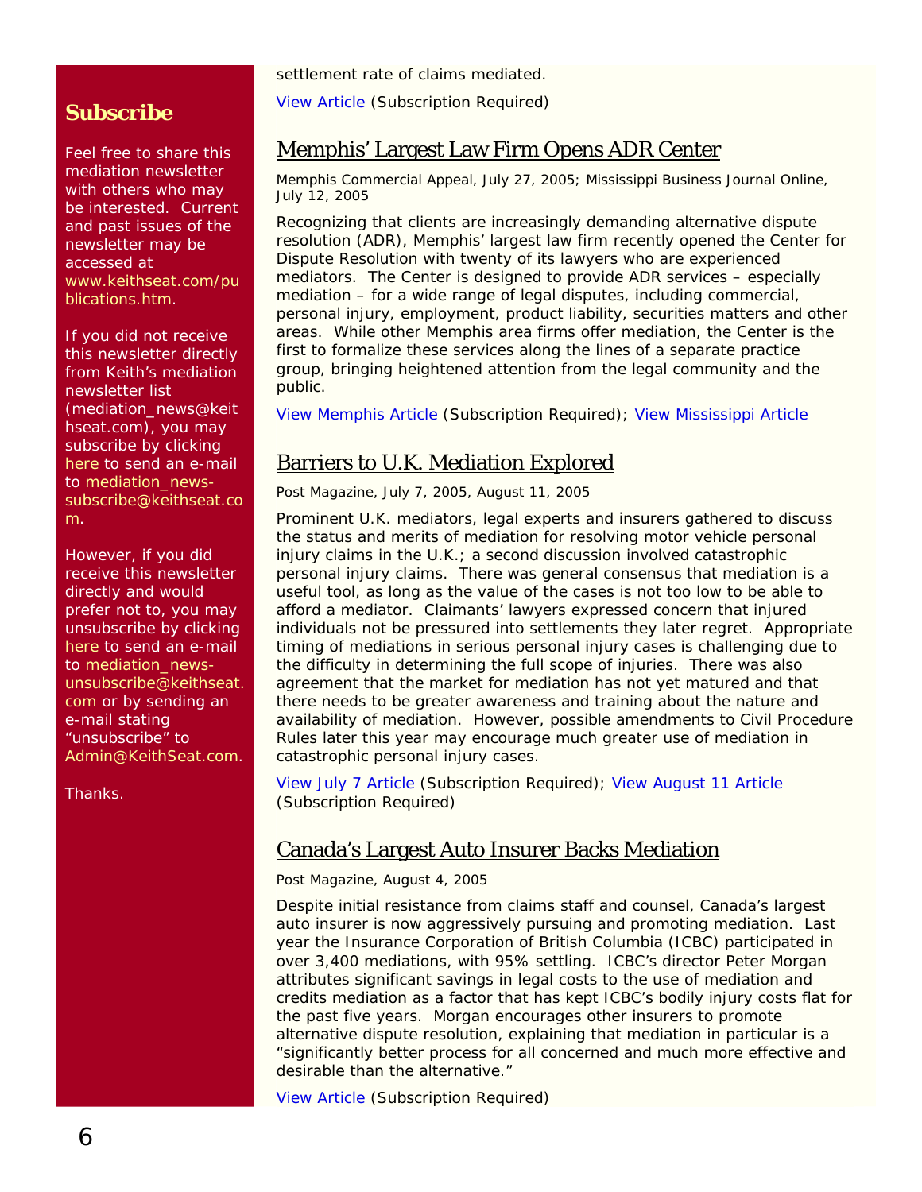settlement rate of claims mediated.

View Article (Subscription Required)

## Memphis' Largest Law Firm Opens ADR Center

Memphis Commercial Appeal, July 27, 2005; Mississippi Business Journal Online, July 12, 2005

Recognizing that clients are increasingly demanding alternative dispute resolution (ADR), Memphis' largest law firm recently opened the Center for Dispute Resolution with twenty of its lawyers who are experienced mediators. The Center is designed to provide ADR services – especially mediation – for a wide range of legal disputes, including commercial, personal injury, employment, product liability, securities matters and other areas. While other Memphis area firms offer mediation, the Center is the first to formalize these services along the lines of a separate practice group, bringing heightened attention from the legal community and the public.

View Memphis Article (Subscription Required); View Mississippi Article

## Barriers to U.K. Mediation Explored

Post Magazine, July 7, 2005, August 11, 2005

Prominent U.K. mediators, legal experts and insurers gathered to discuss the status and merits of mediation for resolving motor vehicle personal injury claims in the U.K.; a second discussion involved catastrophic personal injury claims. There was general consensus that mediation is a useful tool, as long as the value of the cases is not too low to be able to afford a mediator. Claimants' lawyers expressed concern that injured individuals not be pressured into settlements they later regret. Appropriate timing of mediations in serious personal injury cases is challenging due to the difficulty in determining the full scope of injuries. There was also agreement that the market for mediation has not yet matured and that there needs to be greater awareness and training about the nature and availability of mediation. However, possible amendments to Civil Procedure Rules later this year may encourage much greater use of mediation in catastrophic personal injury cases.

View July 7 Article (Subscription Required); View August 11 Article (Subscription Required)

## Canada's Largest Auto Insurer Backs Mediation

Post Magazine, August 4, 2005

Despite initial resistance from claims staff and counsel, Canada's largest auto insurer is now aggressively pursuing and promoting mediation. Last year the Insurance Corporation of British Columbia (ICBC) participated in over 3,400 mediations, with 95% settling. ICBC's director Peter Morgan attributes significant savings in legal costs to the use of mediation and credits mediation as a factor that has kept ICBC's bodily injury costs flat for the past five years. Morgan encourages other insurers to promote alternative dispute resolution, explaining that mediation in particular is a "significantly better process for all concerned and much more effective and desirable than the alternative."

View Article (Subscription Required)

## Subscribe

Feel free to share this mediation newsletter with others who may be interested. Current and past issues of the newsletter may be accessed at www.keithseat.com/publications.htm.

If you did not receive this newsletter directly from Keith's mediation newsletter list (mediation_news@keithseat.com), you may subscribe by clicking here to send an e-mail to mediation_news-subscribe@keithseat.com.

However, if you did receive this newsletter directly and would prefer not to, you may unsubscribe by clicking here to send an e-mail to mediation_news-unsubscribe@keithseat.com or by sending an e-mail stating "unsubscribe" to Admin@KeithSeat.com.

Thanks.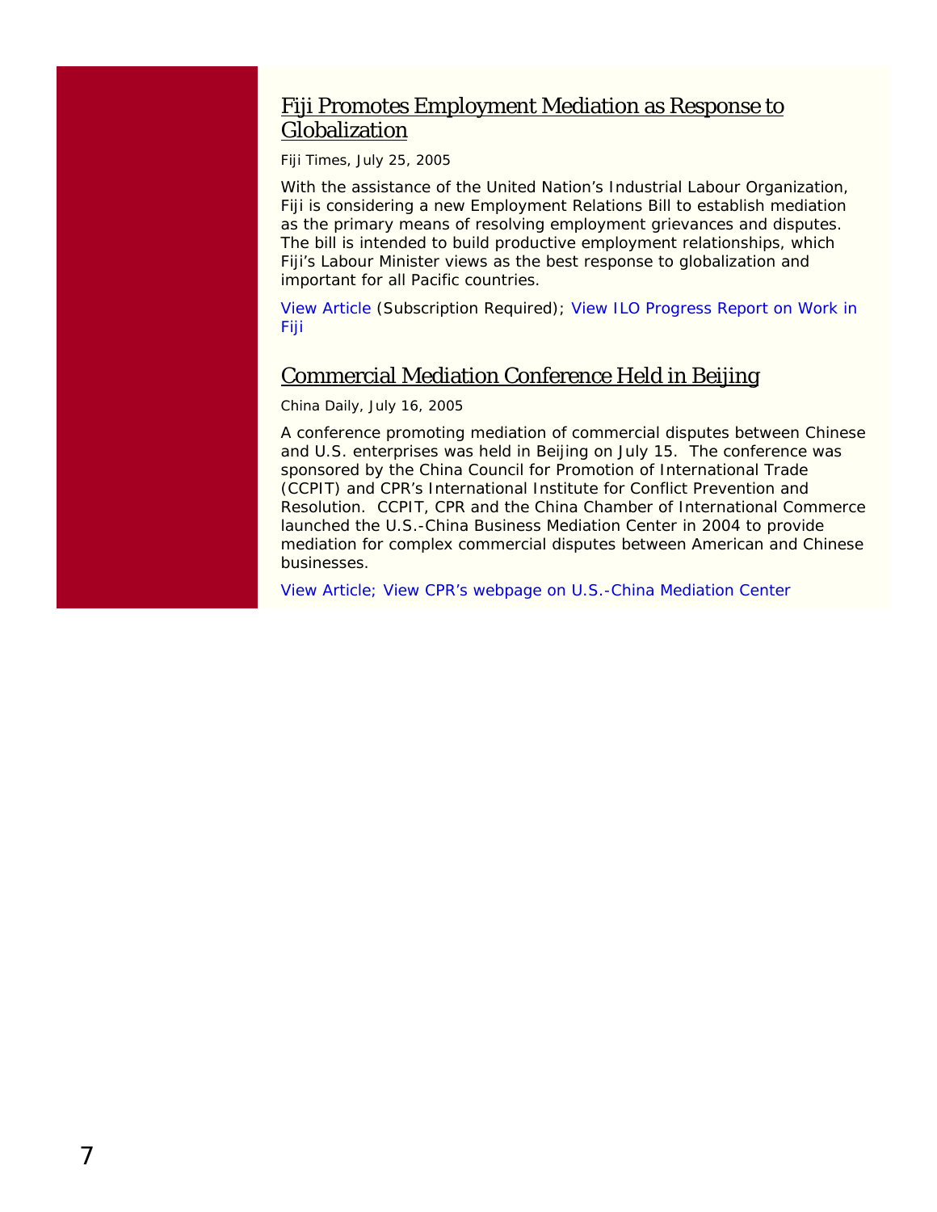## Fiji Promotes Employment Mediation as Response to Globalization

Fiji Times, July 25, 2005

With the assistance of the United Nation's Industrial Labour Organization, Fiji is considering a new Employment Relations Bill to establish mediation as the primary means of resolving employment grievances and disputes. The bill is intended to build productive employment relationships, which Fiji's Labour Minister views as the best response to globalization and important for all Pacific countries.

View Article (Subscription Required); View ILO Progress Report on Work in Fiji

## Commercial Mediation Conference Held in Beijing

China Daily, July 16, 2005

A conference promoting mediation of commercial disputes between Chinese and U.S. enterprises was held in Beijing on July 15. The conference was sponsored by the China Council for Promotion of International Trade (CCPIT) and CPR's International Institute for Conflict Prevention and Resolution. CCPIT, CPR and the China Chamber of International Commerce launched the U.S.-China Business Mediation Center in 2004 to provide mediation for complex commercial disputes between American and Chinese businesses.

View Article; View CPR's webpage on U.S.-China Mediation Center